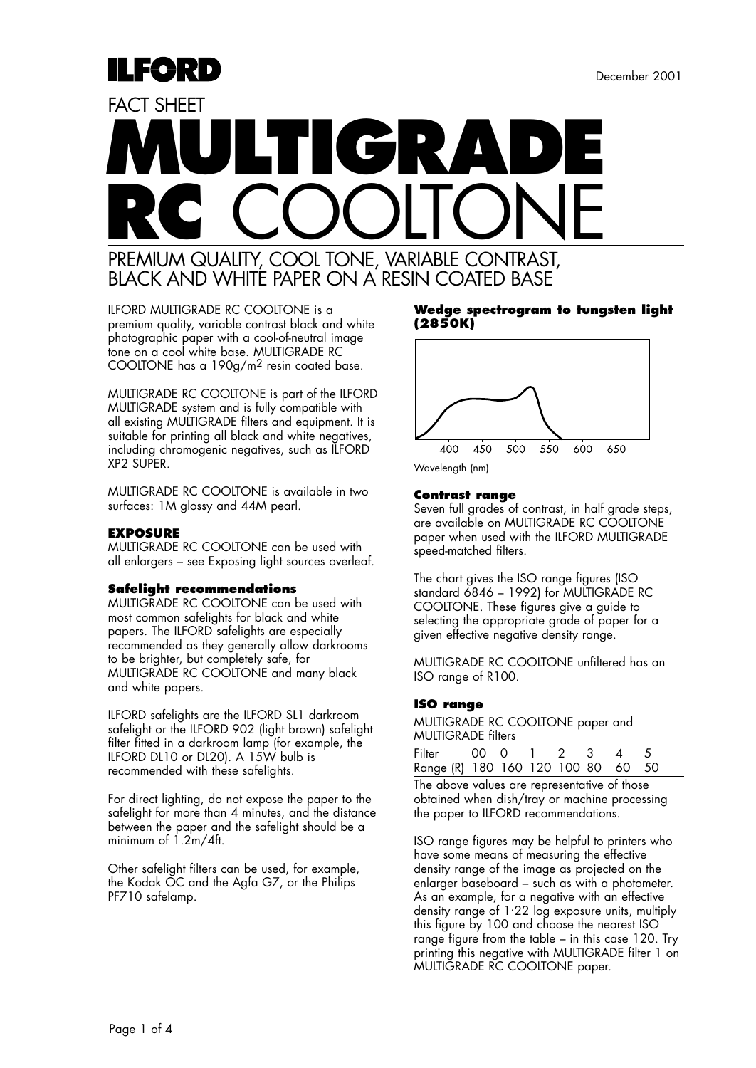ILFORD

December 2001

FACT SHEET

# MULTIGRADE RC COOLTONE

## PREMIUM QUALITY, COOL TONE, VARIABLE CONTRAST, BLACK AND WHITE PAPER ON A RESIN COATED BASE

ILFORD MULTIGRADE RC COOLTONE is a premium quality, variable contrast black and white photographic paper with a cool-of-neutral image tone on a cool white base. MULTIGRADE RC COOLTONE has a 190g/m$^2$ resin coated base.

MULTIGRADE RC COOLTONE is part of the ILFORD MULTIGRADE system and is fully compatible with all existing MULTIGRADE filters and equipment. It is suitable for printing all black and white negatives, including chromogenic negatives, such as ILFORD XP2 SUPER.

MULTIGRADE RC COOLTONE is available in two surfaces: 1M glossy and 44M pearl.

### EXPOSURE

MULTIGRADE RC COOLTONE can be used with all enlargers – see Exposing light sources overleaf.

#### Safelight recommendations

MULTIGRADE RC COOLTONE can be used with most common safelights for black and white papers. The ILFORD safelights are especially recommended as they generally allow darkrooms to be brighter, but completely safe, for MULTIGRADE RC COOLTONE and many black and white papers.

ILFORD safelights are the ILFORD SL1 darkroom safelight or the ILFORD 902 (light brown) safelight filter fitted in a darkroom lamp (for example, the ILFORD DL10 or DL20). A 15W bulb is recommended with these safelights.

For direct lighting, do not expose the paper to the safelight for more than 4 minutes, and the distance between the paper and the safelight should be a minimum of 1.2m/4ft.

Other safelight filters can be used, for example, the Kodak OC and the Agfa G7, or the Philips PF710 safelamp.

#### Wedge spectrogram to tungsten light (2850K)

400 450 500 550 600 650

Wavelength (nm)

#### Contrast range

Seven full grades of contrast, in half grade steps, are available on MULTIGRADE RC COOLTONE paper when used with the ILFORD MULTIGRADE speed-matched filters.

The chart gives the ISO range figures (ISO standard 6846 – 1992) for MULTIGRADE RC COOLTONE. These figures give a guide to selecting the appropriate grade of paper for a given effective negative density range.

MULTIGRADE RC COOLTONE unfiltered has an ISO range of R100.

#### ISO range

MULTIGRADE RC COOLTONE paper and MULTIGRADE filters

| Filter | 00 | 0 | 1 | 2 | 3 | 4 | 5 |
|---|---|---|---|---|---|---|---|
| Range (R) | 180 | 160 | 120 | 100 | 80 | 60 | 50 |

The above values are representative of those obtained when dish/tray or machine processing the paper to ILFORD recommendations.

ISO range figures may be helpful to printers who have some means of measuring the effective density range of the image as projected on the enlarger baseboard – such as with a photometer. As an example, for a negative with an effective density range of 1·22 log exposure units, multiply this figure by 100 and choose the nearest ISO range figure from the table – in this case 120. Try printing this negative with MULTIGRADE filter 1 on MULTIGRADE RC COOLTONE paper.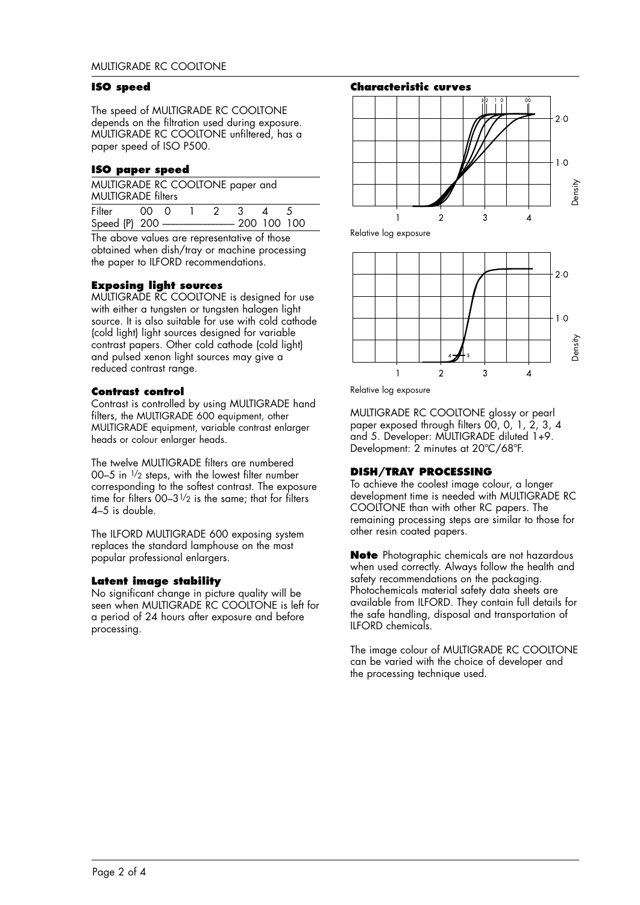## ISO speed

The speed of MULTIGRADE RC COOLTONE depends on the filtration used during exposure. MULTIGRADE RC COOLTONE unfiltered, has a paper speed of ISO P500.

### ISO paper speed

MULTIGRADE RC COOLTONE paper and MULTIGRADE filters

| Filter | 00 | 0 | 1 | 2 | 3 | 4 | 5 |
|---|---|---|---|---|---|---|---|
| Speed (P) | 200 | — | — | — | 200 | 100 | 100 |

The above values are representative of those obtained when dish/tray or machine processing the paper to ILFORD recommendations.

### Exposing light sources

MULTIGRADE RC COOLTONE is designed for use with either a tungsten or tungsten halogen light source. It is also suitable for use with cold cathode (cold light) light sources designed for variable contrast papers. Other cold cathode (cold light) and pulsed xenon light sources may give a reduced contrast range.

### Contrast control

Contrast is controlled by using MULTIGRADE hand filters, the MULTIGRADE 600 equipment, other MULTIGRADE equipment, variable contrast enlarger heads or colour enlarger heads.

The twelve MULTIGRADE filters are numbered 00–5 in 1/2 steps, with the lowest filter number corresponding to the softest contrast. The exposure time for filters 00–3 1/2 is the same; that for filters 4–5 is double.

The ILFORD MULTIGRADE 600 exposing system replaces the standard lamphouse on the most popular professional enlargers.

### Latent image stability

No significant change in picture quality will be seen when MULTIGRADE RC COOLTONE is left for a period of 24 hours after exposure and before processing.

### Characteristic curves

Relative log exposure

Relative log exposure

MULTIGRADE RC COOLTONE glossy or pearl paper exposed through filters 00, 0, 1, 2, 3, 4 and 5. Developer: MULTIGRADE diluted 1+9. Development: 2 minutes at 20ºC/68ºF.

## DISH/TRAY PROCESSING

To achieve the coolest image colour, a longer development time is needed with MULTIGRADE RC COOLTONE than with other RC papers. The remaining processing steps are similar to those for other resin coated papers.

**Note** Photographic chemicals are not hazardous when used correctly. Always follow the health and safety recommendations on the packaging. Photochemicals material safety data sheets are available from ILFORD. They contain full details for the safe handling, disposal and transportation of ILFORD chemicals.

The image colour of MULTIGRADE RC COOLTONE can be varied with the choice of developer and the processing technique used.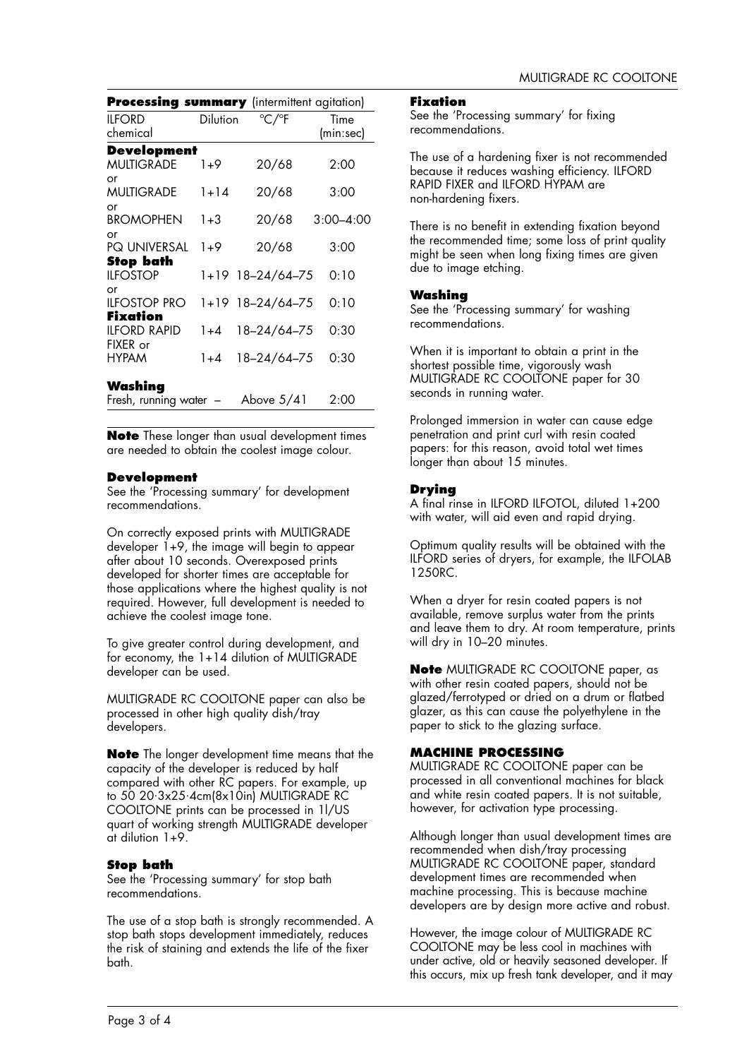**Processing summary** (intermittent agitation)

| ILFORD chemical | Dilution | °C/°F | Time (min:sec) |
|---|---|---|---|
| **Development** | | | |
| MULTIGRADE | 1+9 | 20/68 | 2:00 |
| or | | | |
| MULTIGRADE | 1+14 | 20/68 | 3:00 |
| or | | | |
| BROMOPHEN | 1+3 | 20/68 | 3:00–4:00 |
| or | | | |
| PQ UNIVERSAL | 1+9 | 20/68 | 3:00 |
| **Stop bath** | | | |
| ILFOSTOP | 1+19 | 18–24/64–75 | 0:10 |
| or | | | |
| ILFOSTOP PRO | 1+19 | 18–24/64–75 | 0:10 |
| **Fixation** | | | |
| ILFORD RAPID FIXER or | 1+4 | 18–24/64–75 | 0:30 |
| HYPAM | 1+4 | 18–24/64–75 | 0:30 |
| **Washing** | | | |
| Fresh, running water | – | Above 5/41 | 2:00 |

**Note** These longer than usual development times are needed to obtain the coolest image colour.

### Development

See the 'Processing summary' for development recommendations.

On correctly exposed prints with MULTIGRADE developer 1+9, the image will begin to appear after about 10 seconds. Overexposed prints developed for shorter times are acceptable for those applications where the highest quality is not required. However, full development is needed to achieve the coolest image tone.

To give greater control during development, and for economy, the 1+14 dilution of MULTIGRADE developer can be used.

MULTIGRADE RC COOLTONE paper can also be processed in other high quality dish/tray developers.

**Note** The longer development time means that the capacity of the developer is reduced by half compared with other RC papers. For example, up to 50 20·3x25·4cm(8x10in) MULTIGRADE RC COOLTONE prints can be processed in 1l/US quart of working strength MULTIGRADE developer at dilution 1+9.

### Stop bath

See the 'Processing summary' for stop bath recommendations.

The use of a stop bath is strongly recommended. A stop bath stops development immediately, reduces the risk of staining and extends the life of the fixer bath.

### Fixation

See the 'Processing summary' for fixing recommendations.

The use of a hardening fixer is not recommended because it reduces washing efficiency. ILFORD RAPID FIXER and ILFORD HYPAM are non-hardening fixers.

There is no benefit in extending fixation beyond the recommended time; some loss of print quality might be seen when long fixing times are given due to image etching.

### Washing

See the 'Processing summary' for washing recommendations.

When it is important to obtain a print in the shortest possible time, vigorously wash MULTIGRADE RC COOLTONE paper for 30 seconds in running water.

Prolonged immersion in water can cause edge penetration and print curl with resin coated papers: for this reason, avoid total wet times longer than about 15 minutes.

### Drying

A final rinse in ILFORD ILFOTOL, diluted 1+200 with water, will aid even and rapid drying.

Optimum quality results will be obtained with the ILFORD series of dryers, for example, the ILFOLAB 1250RC.

When a dryer for resin coated papers is not available, remove surplus water from the prints and leave them to dry. At room temperature, prints will dry in 10–20 minutes.

**Note** MULTIGRADE RC COOLTONE paper, as with other resin coated papers, should not be glazed/ferrotyped or dried on a drum or flatbed glazer, as this can cause the polyethylene in the paper to stick to the glazing surface.

## MACHINE PROCESSING

MULTIGRADE RC COOLTONE paper can be processed in all conventional machines for black and white resin coated papers. It is not suitable, however, for activation type processing.

Although longer than usual development times are recommended when dish/tray processing MULTIGRADE RC COOLTONE paper, standard development times are recommended when machine processing. This is because machine developers are by design more active and robust.

However, the image colour of MULTIGRADE RC COOLTONE may be less cool in machines with under active, old or heavily seasoned developer. If this occurs, mix up fresh tank developer, and it may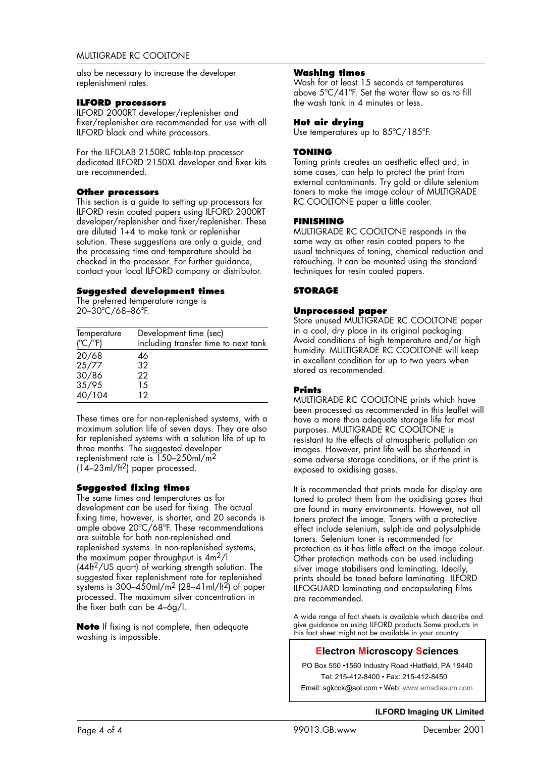also be necessary to increase the developer replenishment rates.

### ILFORD processors

ILFORD 2000RT developer/replenisher and fixer/replenisher are recommended for use with all ILFORD black and white processors.

For the ILFOLAB 2150RC table-top processor dedicated ILFORD 2150XL developer and fixer kits are recommended.

### Other processors

This section is a guide to setting up processors for ILFORD resin coated papers using ILFORD 2000RT developer/replenisher and fixer/replenisher. These are diluted 1+4 to make tank or replenisher solution. These suggestions are only a guide, and the processing time and temperature should be checked in the processor. For further guidance, contact your local ILFORD company or distributor.

### Suggested development times

The preferred temperature range is 20–30ºC/68–86ºF.

| Temperature (ºC/ºF) | Development time (sec) including transfer time to next tank |
|---|---|
| 20/68 | 46 |
| 25/77 | 32 |
| 30/86 | 22 |
| 35/95 | 15 |
| 40/104 | 12 |

These times are for non-replenished systems, with a maximum solution life of seven days. They are also for replenished systems with a solution life of up to three months. The suggested developer replenishment rate is 150–250ml/m$^2$ (14–23ml/ft$^2$) paper processed.

### Suggested fixing times

The same times and temperatures as for development can be used for fixing. The actual fixing time, however, is shorter, and 20 seconds is ample above 20ºC/68ºF. These recommendations are suitable for both non-replenished and replenished systems. In non-replenished systems, the maximum paper throughput is 4m$^2$/l (44ft$^2$/US quart) of working strength solution. The suggested fixer replenishment rate for replenished systems is 300–450ml/m$^2$ (28–41ml/ft$^2$) of paper processed. The maximum silver concentration in the fixer bath can be 4–6g/l.

**Note** If fixing is not complete, then adequate washing is impossible.

### Washing times

Wash for at least 15 seconds at temperatures above 5ºC/41ºF. Set the water flow so as to fill the wash tank in 4 minutes or less.

### Hot air drying

Use temperatures up to 85ºC/185ºF.

## TONING

Toning prints creates an aesthetic effect and, in some cases, can help to protect the print from external contaminants. Try gold or dilute selenium toners to make the image colour of MULTIGRADE RC COOLTONE paper a little cooler.

## FINISHING

MULTIGRADE RC COOLTONE responds in the same way as other resin coated papers to the usual techniques of toning, chemical reduction and retouching. It can be mounted using the standard techniques for resin coated papers.

## STORAGE

### Unprocessed paper

Store unused MULTIGRADE RC COOLTONE paper in a cool, dry place in its original packaging. Avoid conditions of high temperature and/or high humidity. MULTIGRADE RC COOLTONE will keep in excellent condition for up to two years when stored as recommended.

### Prints

MULTIGRADE RC COOLTONE prints which have been processed as recommended in this leaflet will have a more than adequate storage life for most purposes. MULTIGRADE RC COOLTONE is resistant to the effects of atmospheric pollution on images. However, print life will be shortened in some adverse storage conditions, or if the print is exposed to oxidising gases.

It is recommended that prints made for display are toned to protect them from the oxidising gases that are found in many environments. However, not all toners protect the image. Toners with a protective effect include selenium, sulphide and polysulphide toners. Selenium toner is recommended for protection as it has little effect on the image colour. Other protection methods can be used including silver image stabilisers and laminating. Ideally, prints should be toned before laminating. ILFORD ILFOGUARD laminating and encapsulating films are recommended.

A wide range of fact sheets is available which describe and give guidance on using ILFORD products. Some products in this fact sheet might not be available in your country

**Electron Microscopy Sciences**
PO Box 550 •1560 Industry Road •Hatfield, PA 19440
Tel: 215-412-8400 • Fax: 215-412-8450
Email: sgkcck@aol.com • Web: www.emsdiasum.com

**ILFORD Imaging UK Limited**

99013.GB.www December 2001